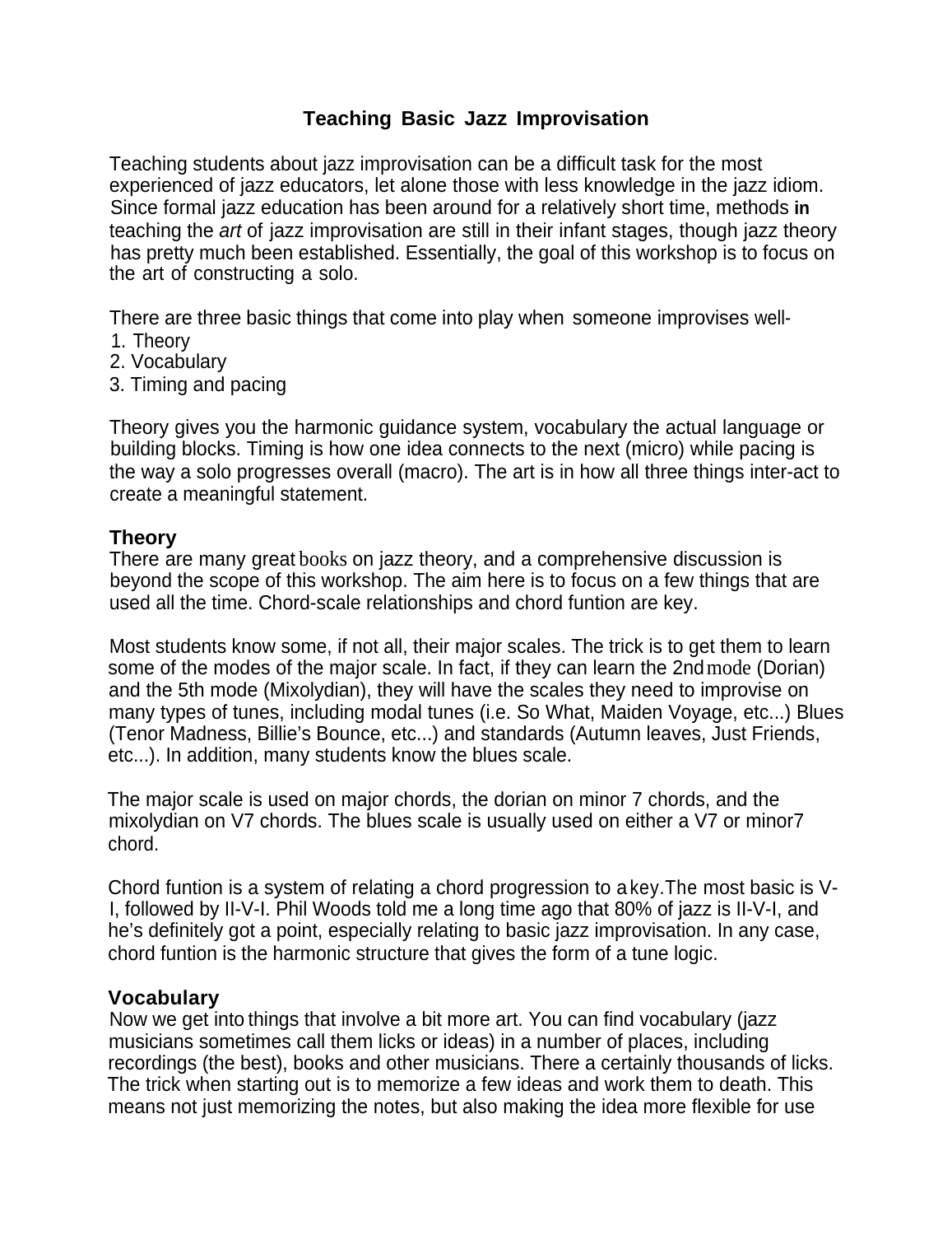# Teaching Basic Jazz Improvisation

Teaching students about jazz improvisation can be a difficult task for the most experienced of jazz educators, let alone those with less knowledge in the jazz idiom. Since formal jazz education has been around for a relatively short time, methods in teaching the *art* of jazz improvisation are still in their infant stages, though jazz theory has pretty much been established. Essentially, the goal of this workshop is to focus on the art of constructing a solo.

There are three basic things that come into play when someone improvises well-

1. Theory
2. Vocabulary
3. Timing and pacing

Theory gives you the harmonic guidance system, vocabulary the actual language or building blocks. Timing is how one idea connects to the next (micro) while pacing is the way a solo progresses overall (macro). The art is in how all three things inter-act to create a meaningful statement.

## Theory

There are many great books on jazz theory, and a comprehensive discussion is beyond the scope of this workshop. The aim here is to focus on a few things that are used all the time. Chord-scale relationships and chord funtion are key.

Most students know some, if not all, their major scales. The trick is to get them to learn some of the modes of the major scale. In fact, if they can learn the 2nd mode (Dorian) and the 5th mode (Mixolydian), they will have the scales they need to improvise on many types of tunes, including modal tunes (i.e. So What, Maiden Voyage, etc...) Blues (Tenor Madness, Billie's Bounce, etc...) and standards (Autumn leaves, Just Friends, etc...). In addition, many students know the blues scale.

The major scale is used on major chords, the dorian on minor 7 chords, and the mixolydian on V7 chords. The blues scale is usually used on either a V7 or minor7 chord.

Chord funtion is a system of relating a chord progression to a key.The most basic is V-I, followed by II-V-I. Phil Woods told me a long time ago that 80% of jazz is II-V-I, and he's definitely got a point, especially relating to basic jazz improvisation. In any case, chord funtion is the harmonic structure that gives the form of a tune logic.

## Vocabulary

Now we get into things that involve a bit more art. You can find vocabulary (jazz musicians sometimes call them licks or ideas) in a number of places, including recordings (the best), books and other musicians. There a certainly thousands of licks. The trick when starting out is to memorize a few ideas and work them to death. This means not just memorizing the notes, but also making the idea more flexible for use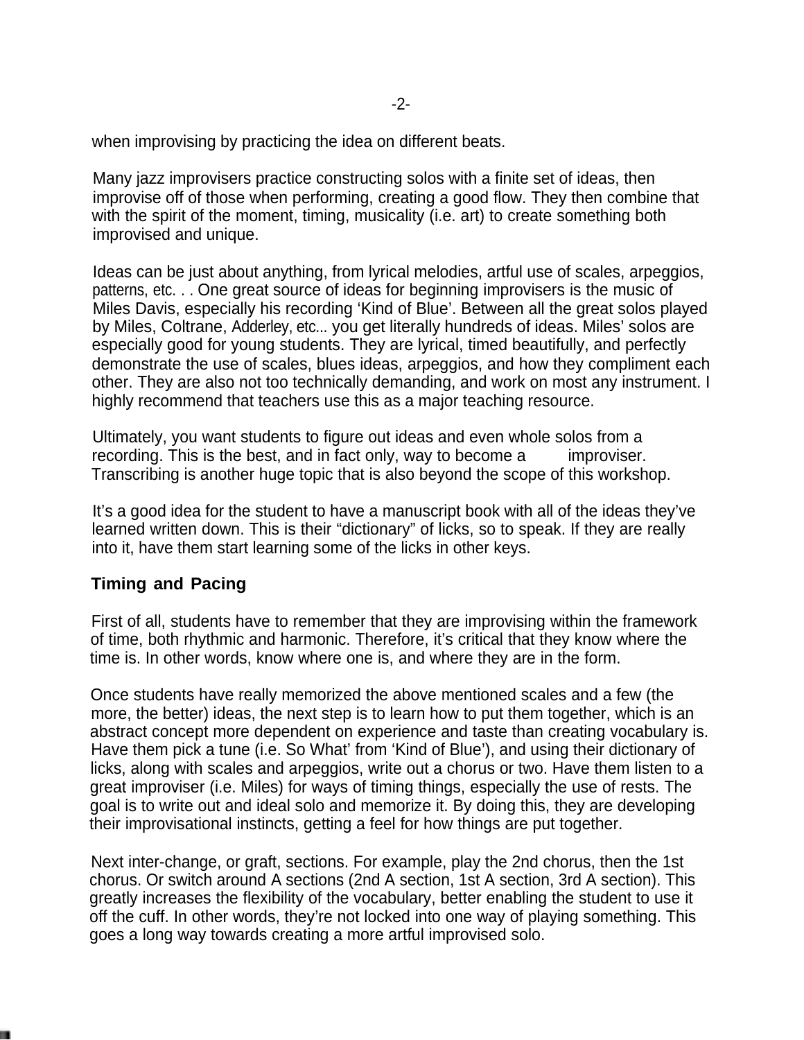when improvising by practicing the idea on different beats.

Many jazz improvisers practice constructing solos with a finite set of ideas, then improvise off of those when performing, creating a good flow. They then combine that with the spirit of the moment, timing, musicality (i.e. art) to create something both improvised and unique.

Ideas can be just about anything, from lyrical melodies, artful use of scales, arpeggios, patterns, etc. . . One great source of ideas for beginning improvisers is the music of Miles Davis, especially his recording 'Kind of Blue'. Between all the great solos played by Miles, Coltrane, Adderley, etc... you get literally hundreds of ideas. Miles' solos are especially good for young students. They are lyrical, timed beautifully, and perfectly demonstrate the use of scales, blues ideas, arpeggios, and how they compliment each other. They are also not too technically demanding, and work on most any instrument. I highly recommend that teachers use this as a major teaching resource.

Ultimately, you want students to figure out ideas and even whole solos from a recording. This is the best, and in fact only, way to become a improviser. Transcribing is another huge topic that is also beyond the scope of this workshop.

It's a good idea for the student to have a manuscript book with all of the ideas they've learned written down. This is their "dictionary" of licks, so to speak. If they are really into it, have them start learning some of the licks in other keys.

**Timing and Pacing**

First of all, students have to remember that they are improvising within the framework of time, both rhythmic and harmonic. Therefore, it's critical that they know where the time is. In other words, know where one is, and where they are in the form.

Once students have really memorized the above mentioned scales and a few (the more, the better) ideas, the next step is to learn how to put them together, which is an abstract concept more dependent on experience and taste than creating vocabulary is. Have them pick a tune (i.e. So What' from 'Kind of Blue'), and using their dictionary of licks, along with scales and arpeggios, write out a chorus or two. Have them listen to a great improviser (i.e. Miles) for ways of timing things, especially the use of rests. The goal is to write out and ideal solo and memorize it. By doing this, they are developing their improvisational instincts, getting a feel for how things are put together.

Next inter-change, or graft, sections. For example, play the 2nd chorus, then the 1st chorus. Or switch around A sections (2nd A section, 1st A section, 3rd A section). This greatly increases the flexibility of the vocabulary, better enabling the student to use it off the cuff. In other words, they're not locked into one way of playing something. This goes a long way towards creating a more artful improvised solo.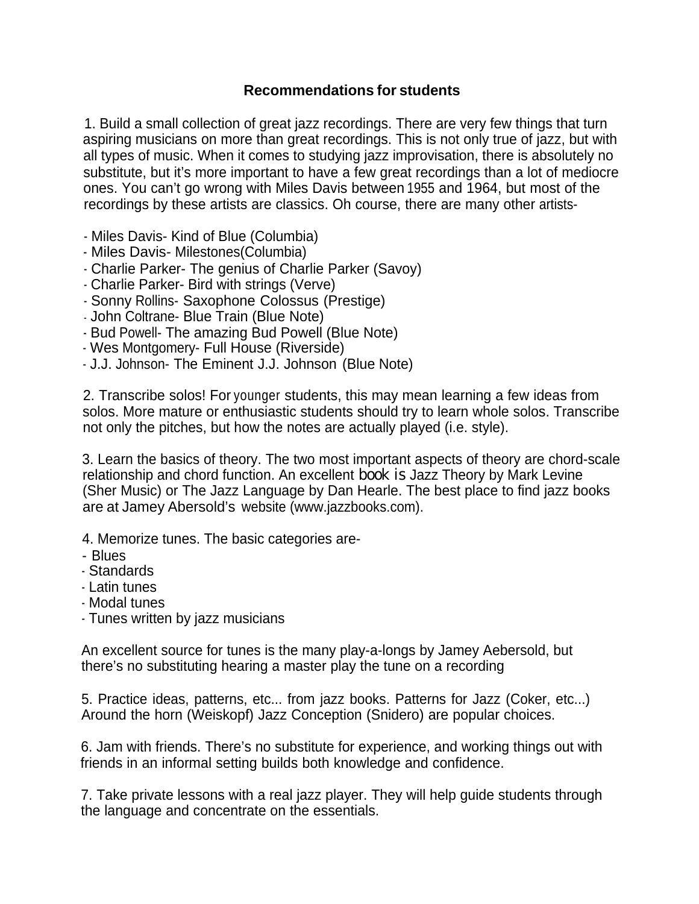## Recommendations for students

1. Build a small collection of great jazz recordings. There are very few things that turn aspiring musicians on more than great recordings. This is not only true of jazz, but with all types of music. When it comes to studying jazz improvisation, there is absolutely no substitute, but it's more important to have a few great recordings than a lot of mediocre ones. You can't go wrong with Miles Davis between 1955 and 1964, but most of the recordings by these artists are classics. Oh course, there are many other artists-

- Miles Davis- Kind of Blue (Columbia)
- Miles Davis- Milestones(Columbia)
- Charlie Parker- The genius of Charlie Parker (Savoy)
- Charlie Parker- Bird with strings (Verve)
- Sonny Rollins- Saxophone Colossus (Prestige)
- John Coltrane- Blue Train (Blue Note)
- Bud Powell- The amazing Bud Powell (Blue Note)
- Wes Montgomery- Full House (Riverside)
- J.J. Johnson- The Eminent J.J. Johnson (Blue Note)

2. Transcribe solos! For younger students, this may mean learning a few ideas from solos. More mature or enthusiastic students should try to learn whole solos. Transcribe not only the pitches, but how the notes are actually played (i.e. style).

3. Learn the basics of theory. The two most important aspects of theory are chord-scale relationship and chord function. An excellent book is Jazz Theory by Mark Levine (Sher Music) or The Jazz Language by Dan Hearle. The best place to find jazz books are at Jamey Abersold's website (www.jazzbooks.com).

4. Memorize tunes. The basic categories are-

- Blues
- Standards
- Latin tunes
- Modal tunes
- Tunes written by jazz musicians

An excellent source for tunes is the many play-a-longs by Jamey Aebersold, but there's no substituting hearing a master play the tune on a recording

5. Practice ideas, patterns, etc... from jazz books. Patterns for Jazz (Coker, etc...) Around the horn (Weiskopf) Jazz Conception (Snidero) are popular choices.

6. Jam with friends. There's no substitute for experience, and working things out with friends in an informal setting builds both knowledge and confidence.

7. Take private lessons with a real jazz player. They will help guide students through the language and concentrate on the essentials.